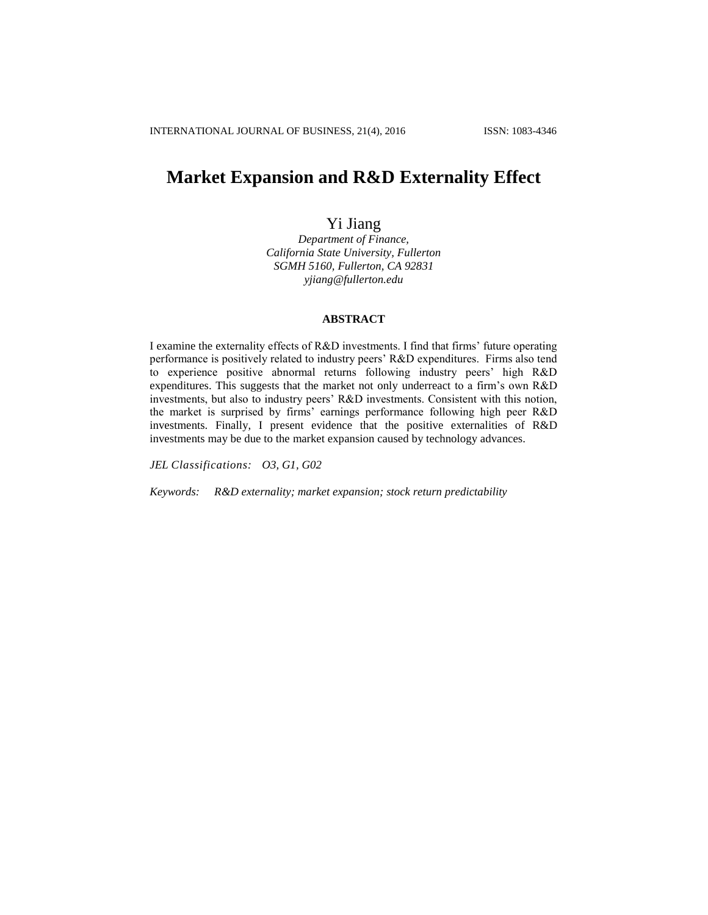# Market Expansion and R&D Externality Effect

Yi Jiang

*Department of Finance,*
*California State University, Fullerton*
*SGMH 5160, Fullerton, CA 92831*
*yjiang@fullerton.edu*

## ABSTRACT

I examine the externality effects of R&D investments. I find that firms' future operating performance is positively related to industry peers' R&D expenditures. Firms also tend to experience positive abnormal returns following industry peers' high R&D expenditures. This suggests that the market not only underreact to a firm's own R&D investments, but also to industry peers' R&D investments. Consistent with this notion, the market is surprised by firms' earnings performance following high peer R&D investments. Finally, I present evidence that the positive externalities of R&D investments may be due to the market expansion caused by technology advances.

*JEL Classifications:* *O3, G1, G02*

*Keywords:* *R&D externality; market expansion; stock return predictability*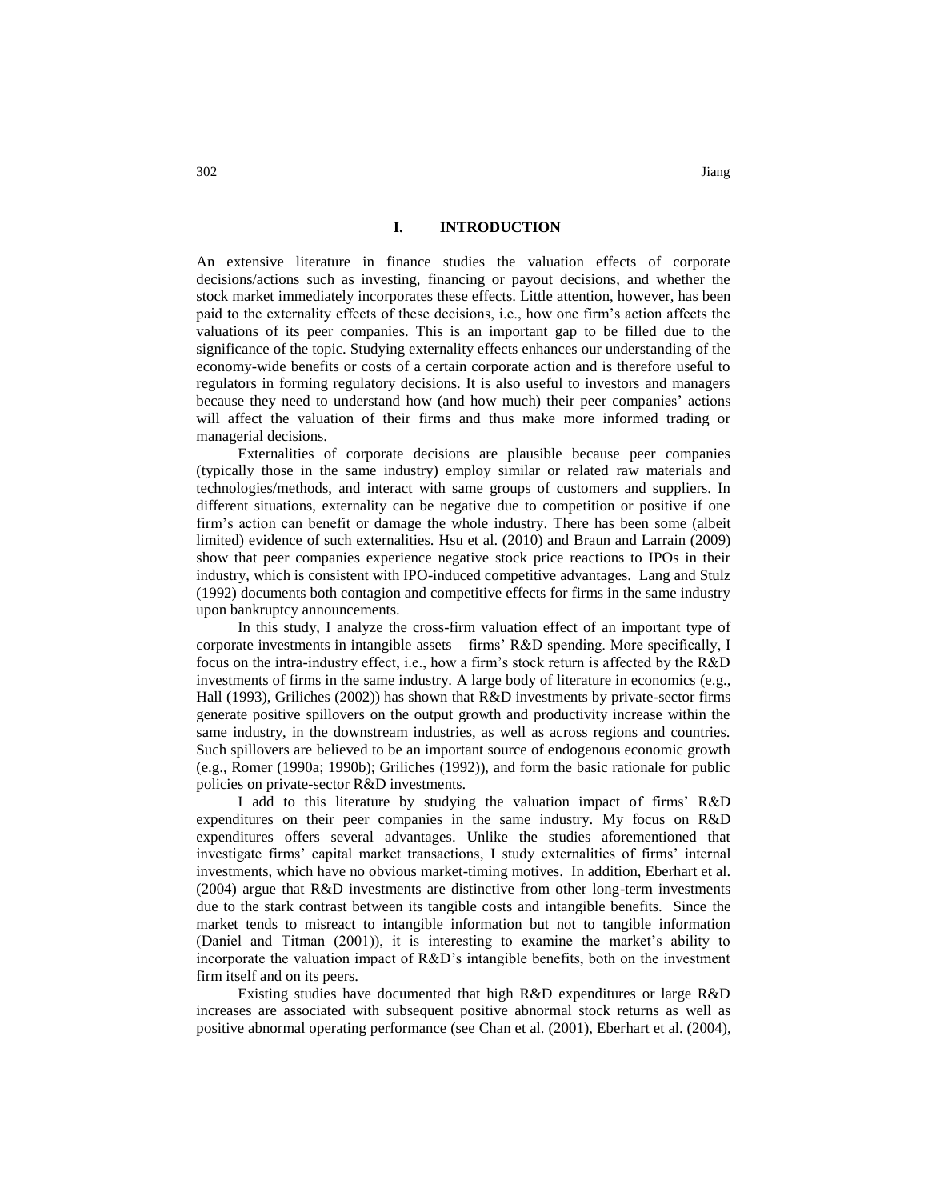## I. INTRODUCTION

An extensive literature in finance studies the valuation effects of corporate decisions/actions such as investing, financing or payout decisions, and whether the stock market immediately incorporates these effects. Little attention, however, has been paid to the externality effects of these decisions, i.e., how one firm's action affects the valuations of its peer companies. This is an important gap to be filled due to the significance of the topic. Studying externality effects enhances our understanding of the economy-wide benefits or costs of a certain corporate action and is therefore useful to regulators in forming regulatory decisions. It is also useful to investors and managers because they need to understand how (and how much) their peer companies' actions will affect the valuation of their firms and thus make more informed trading or managerial decisions.

Externalities of corporate decisions are plausible because peer companies (typically those in the same industry) employ similar or related raw materials and technologies/methods, and interact with same groups of customers and suppliers. In different situations, externality can be negative due to competition or positive if one firm's action can benefit or damage the whole industry. There has been some (albeit limited) evidence of such externalities. Hsu et al. (2010) and Braun and Larrain (2009) show that peer companies experience negative stock price reactions to IPOs in their industry, which is consistent with IPO-induced competitive advantages. Lang and Stulz (1992) documents both contagion and competitive effects for firms in the same industry upon bankruptcy announcements.

In this study, I analyze the cross-firm valuation effect of an important type of corporate investments in intangible assets – firms' R&D spending. More specifically, I focus on the intra-industry effect, i.e., how a firm's stock return is affected by the R&D investments of firms in the same industry. A large body of literature in economics (e.g., Hall (1993), Griliches (2002)) has shown that R&D investments by private-sector firms generate positive spillovers on the output growth and productivity increase within the same industry, in the downstream industries, as well as across regions and countries. Such spillovers are believed to be an important source of endogenous economic growth (e.g., Romer (1990a; 1990b); Griliches (1992)), and form the basic rationale for public policies on private-sector R&D investments.

I add to this literature by studying the valuation impact of firms' R&D expenditures on their peer companies in the same industry. My focus on R&D expenditures offers several advantages. Unlike the studies aforementioned that investigate firms' capital market transactions, I study externalities of firms' internal investments, which have no obvious market-timing motives. In addition, Eberhart et al. (2004) argue that R&D investments are distinctive from other long-term investments due to the stark contrast between its tangible costs and intangible benefits. Since the market tends to misreact to intangible information but not to tangible information (Daniel and Titman (2001)), it is interesting to examine the market's ability to incorporate the valuation impact of R&D's intangible benefits, both on the investment firm itself and on its peers.

Existing studies have documented that high R&D expenditures or large R&D increases are associated with subsequent positive abnormal stock returns as well as positive abnormal operating performance (see Chan et al. (2001), Eberhart et al. (2004),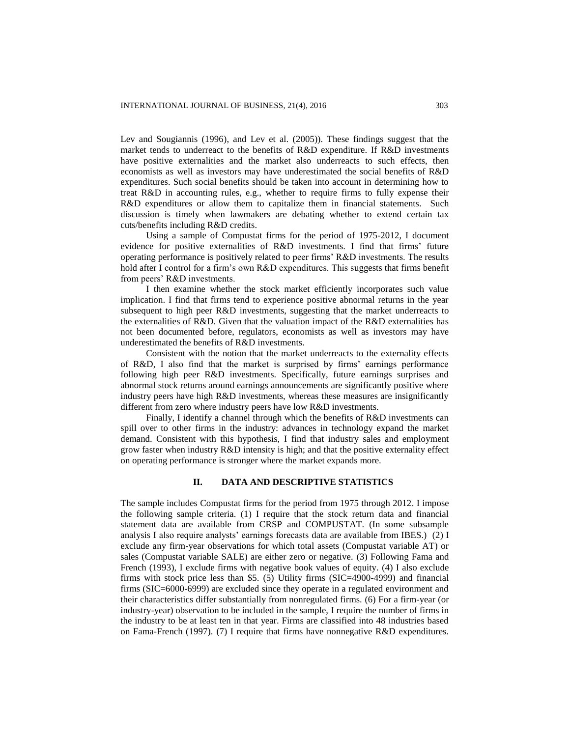Lev and Sougiannis (1996), and Lev et al. (2005)). These findings suggest that the market tends to underreact to the benefits of R&D expenditure. If R&D investments have positive externalities and the market also underreacts to such effects, then economists as well as investors may have underestimated the social benefits of R&D expenditures. Such social benefits should be taken into account in determining how to treat R&D in accounting rules, e.g., whether to require firms to fully expense their R&D expenditures or allow them to capitalize them in financial statements. Such discussion is timely when lawmakers are debating whether to extend certain tax cuts/benefits including R&D credits.

Using a sample of Compustat firms for the period of 1975-2012, I document evidence for positive externalities of R&D investments. I find that firms' future operating performance is positively related to peer firms' R&D investments. The results hold after I control for a firm's own R&D expenditures. This suggests that firms benefit from peers' R&D investments.

I then examine whether the stock market efficiently incorporates such value implication. I find that firms tend to experience positive abnormal returns in the year subsequent to high peer R&D investments, suggesting that the market underreacts to the externalities of R&D. Given that the valuation impact of the R&D externalities has not been documented before, regulators, economists as well as investors may have underestimated the benefits of R&D investments.

Consistent with the notion that the market underreacts to the externality effects of R&D, I also find that the market is surprised by firms' earnings performance following high peer R&D investments. Specifically, future earnings surprises and abnormal stock returns around earnings announcements are significantly positive where industry peers have high R&D investments, whereas these measures are insignificantly different from zero where industry peers have low R&D investments.

Finally, I identify a channel through which the benefits of R&D investments can spill over to other firms in the industry: advances in technology expand the market demand. Consistent with this hypothesis, I find that industry sales and employment grow faster when industry R&D intensity is high; and that the positive externality effect on operating performance is stronger where the market expands more.

## II. DATA AND DESCRIPTIVE STATISTICS

The sample includes Compustat firms for the period from 1975 through 2012. I impose the following sample criteria. (1) I require that the stock return data and financial statement data are available from CRSP and COMPUSTAT. (In some subsample analysis I also require analysts' earnings forecasts data are available from IBES.) (2) I exclude any firm-year observations for which total assets (Compustat variable AT) or sales (Compustat variable SALE) are either zero or negative. (3) Following Fama and French (1993), I exclude firms with negative book values of equity. (4) I also exclude firms with stock price less than \$5. (5) Utility firms (SIC=4900-4999) and financial firms (SIC=6000-6999) are excluded since they operate in a regulated environment and their characteristics differ substantially from nonregulated firms. (6) For a firm-year (or industry-year) observation to be included in the sample, I require the number of firms in the industry to be at least ten in that year. Firms are classified into 48 industries based on Fama-French (1997). (7) I require that firms have nonnegative R&D expenditures.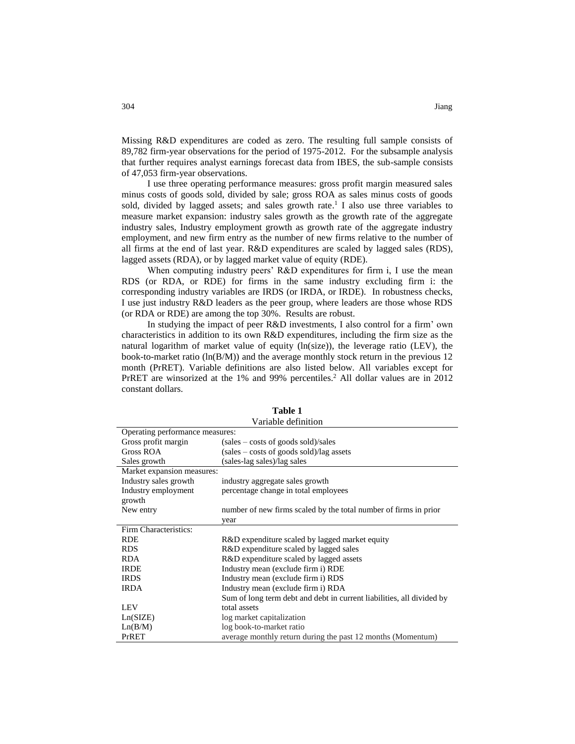Missing R&D expenditures are coded as zero. The resulting full sample consists of 89,782 firm-year observations for the period of 1975-2012. For the subsample analysis that further requires analyst earnings forecast data from IBES, the sub-sample consists of 47,053 firm-year observations.

I use three operating performance measures: gross profit margin measured sales minus costs of goods sold, divided by sale; gross ROA as sales minus costs of goods sold, divided by lagged assets; and sales growth rate.[1] I also use three variables to measure market expansion: industry sales growth as the growth rate of the aggregate industry sales, Industry employment growth as growth rate of the aggregate industry employment, and new firm entry as the number of new firms relative to the number of all firms at the end of last year. R&D expenditures are scaled by lagged sales (RDS), lagged assets (RDA), or by lagged market value of equity (RDE).

When computing industry peers' R&D expenditures for firm i, I use the mean RDS (or RDA, or RDE) for firms in the same industry excluding firm i: the corresponding industry variables are IRDS (or IRDA, or IRDE). In robustness checks, I use just industry R&D leaders as the peer group, where leaders are those whose RDS (or RDA or RDE) are among the top 30%. Results are robust.

In studying the impact of peer R&D investments, I also control for a firm' own characteristics in addition to its own R&D expenditures, including the firm size as the natural logarithm of market value of equity (ln(size)), the leverage ratio (LEV), the book-to-market ratio (ln(B/M)) and the average monthly stock return in the previous 12 month (PrRET). Variable definitions are also listed below. All variables except for PrRET are winsorized at the 1% and 99% percentiles.[2] All dollar values are in 2012 constant dollars.

**Table 1**
Variable definition

| | |
|---|---|
| Operating performance measures: | |
| Gross profit margin | (sales – costs of goods sold)/sales |
| Gross ROA | (sales – costs of goods sold)/lag assets |
| Sales growth | (sales-lag sales)/lag sales |
| Market expansion measures: | |
| Industry sales growth | industry aggregate sales growth |
| Industry employment growth | percentage change in total employees |
| New entry | number of new firms scaled by the total number of firms in prior year |
| Firm Characteristics: | |
| RDE | R&D expenditure scaled by lagged market equity |
| RDS | R&D expenditure scaled by lagged sales |
| RDA | R&D expenditure scaled by lagged assets |
| IRDE | Industry mean (exclude firm i) RDE |
| IRDS | Industry mean (exclude firm i) RDS |
| IRDA | Industry mean (exclude firm i) RDA |
| LEV | Sum of long term debt and debt in current liabilities, all divided by total assets |
| Ln(SIZE) | log market capitalization |
| Ln(B/M) | log book-to-market ratio |
| PrRET | average monthly return during the past 12 months (Momentum) |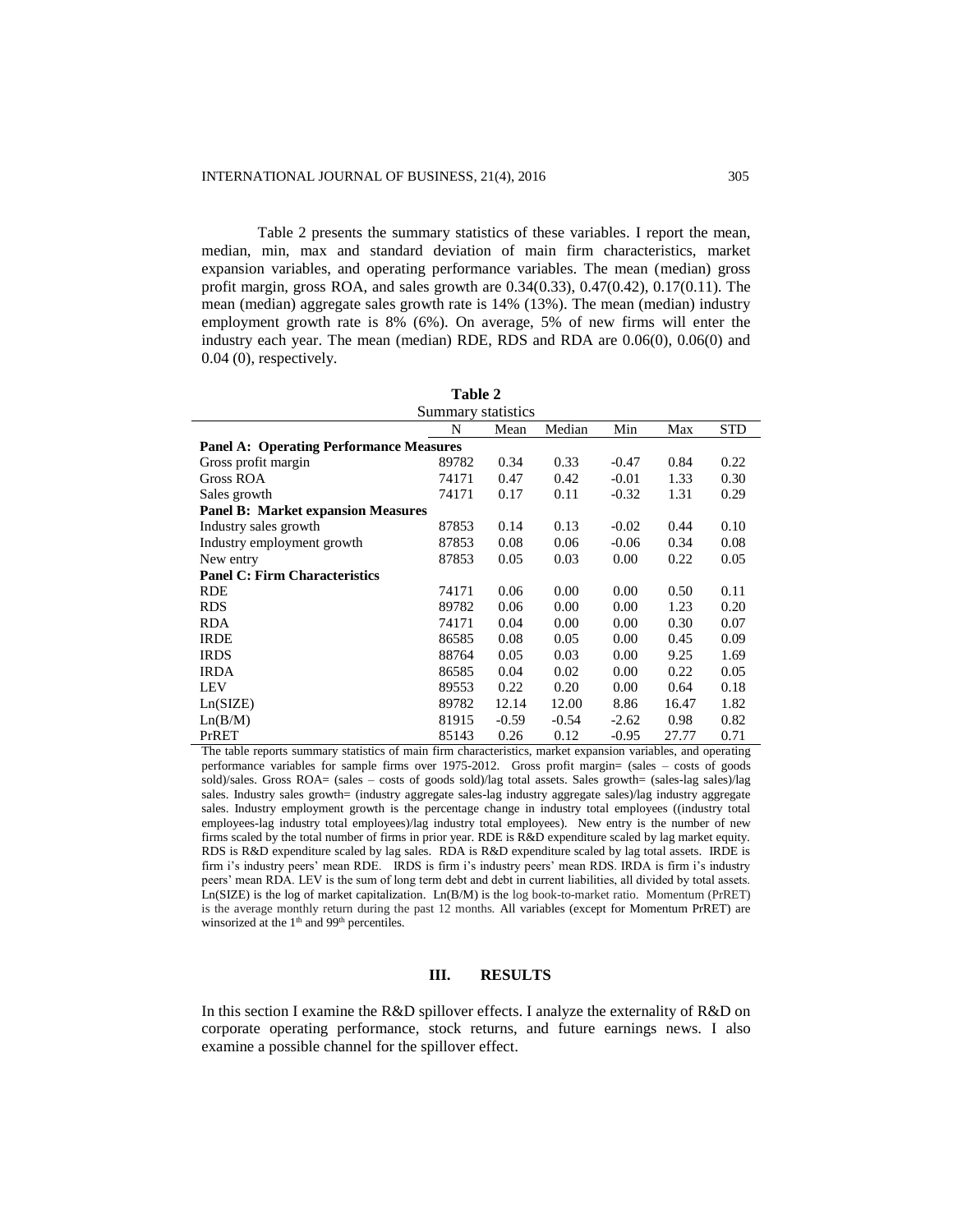Table 2 presents the summary statistics of these variables. I report the mean, median, min, max and standard deviation of main firm characteristics, market expansion variables, and operating performance variables. The mean (median) gross profit margin, gross ROA, and sales growth are 0.34(0.33), 0.47(0.42), 0.17(0.11). The mean (median) aggregate sales growth rate is 14% (13%). The mean (median) industry employment growth rate is 8% (6%). On average, 5% of new firms will enter the industry each year. The mean (median) RDE, RDS and RDA are 0.06(0), 0.06(0) and 0.04 (0), respectively.

**Table 2**

Summary statistics

| | N | Mean | Median | Min | Max | STD |
|---|---|---|---|---|---|---|
| **Panel A: Operating Performance Measures** | | | | | | |
| Gross profit margin | 89782 | 0.34 | 0.33 | -0.47 | 0.84 | 0.22 |
| Gross ROA | 74171 | 0.47 | 0.42 | -0.01 | 1.33 | 0.30 |
| Sales growth | 74171 | 0.17 | 0.11 | -0.32 | 1.31 | 0.29 |
| **Panel B: Market expansion Measures** | | | | | | |
| Industry sales growth | 87853 | 0.14 | 0.13 | -0.02 | 0.44 | 0.10 |
| Industry employment growth | 87853 | 0.08 | 0.06 | -0.06 | 0.34 | 0.08 |
| New entry | 87853 | 0.05 | 0.03 | 0.00 | 0.22 | 0.05 |
| **Panel C: Firm Characteristics** | | | | | | |
| RDE | 74171 | 0.06 | 0.00 | 0.00 | 0.50 | 0.11 |
| RDS | 89782 | 0.06 | 0.00 | 0.00 | 1.23 | 0.20 |
| RDA | 74171 | 0.04 | 0.00 | 0.00 | 0.30 | 0.07 |
| IRDE | 86585 | 0.08 | 0.05 | 0.00 | 0.45 | 0.09 |
| IRDS | 88764 | 0.05 | 0.03 | 0.00 | 9.25 | 1.69 |
| IRDA | 86585 | 0.04 | 0.02 | 0.00 | 0.22 | 0.05 |
| LEV | 89553 | 0.22 | 0.20 | 0.00 | 0.64 | 0.18 |
| Ln(SIZE) | 89782 | 12.14 | 12.00 | 8.86 | 16.47 | 1.82 |
| Ln(B/M) | 81915 | -0.59 | -0.54 | -2.62 | 0.98 | 0.82 |
| PrRET | 85143 | 0.26 | 0.12 | -0.95 | 27.77 | 0.71 |

The table reports summary statistics of main firm characteristics, market expansion variables, and operating performance variables for sample firms over 1975-2012. Gross profit margin= (sales – costs of goods sold)/sales. Gross ROA= (sales – costs of goods sold)/lag total assets. Sales growth= (sales-lag sales)/lag sales. Industry sales growth= (industry aggregate sales-lag industry aggregate sales)/lag industry aggregate sales. Industry employment growth is the percentage change in industry total employees ((industry total employees-lag industry total employees)/lag industry total employees). New entry is the number of new firms scaled by the total number of firms in prior year. RDE is R&D expenditure scaled by lag market equity. RDS is R&D expenditure scaled by lag sales. RDA is R&D expenditure scaled by lag total assets. IRDE is firm i's industry peers' mean RDE. IRDS is firm i's industry peers' mean RDS. IRDA is firm i's industry peers' mean RDA. LEV is the sum of long term debt and debt in current liabilities, all divided by total assets. Ln(SIZE) is the log of market capitalization. Ln(B/M) is the log book-to-market ratio. Momentum (PrRET) is the average monthly return during the past 12 months. All variables (except for Momentum PrRET) are winsorized at the 1th and 99th percentiles.

## III. RESULTS

In this section I examine the R&D spillover effects. I analyze the externality of R&D on corporate operating performance, stock returns, and future earnings news. I also examine a possible channel for the spillover effect.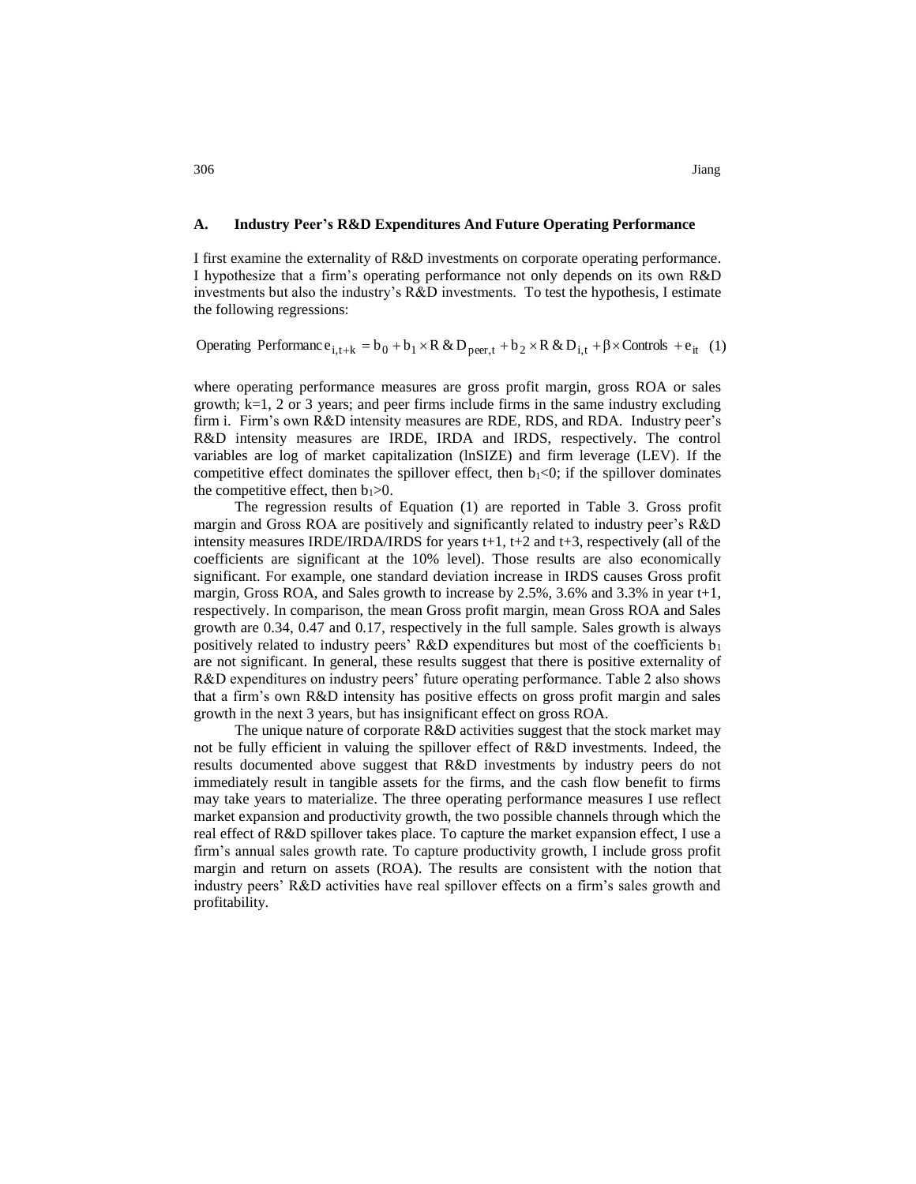### A. Industry Peer's R&D Expenditures And Future Operating Performance

I first examine the externality of R&D investments on corporate operating performance. I hypothesize that a firm's operating performance not only depends on its own R&D investments but also the industry's R&D investments. To test the hypothesis, I estimate the following regressions:

$$\text{Operating Performance}_{i,t+k} = b_0 + b_1 \times R\&D_{peer,t} + b_2 \times R\&D_{i,t} + \beta \times \text{Controls} + e_{it} \quad (1)$$

where operating performance measures are gross profit margin, gross ROA or sales growth; k=1, 2 or 3 years; and peer firms include firms in the same industry excluding firm i. Firm's own R&D intensity measures are RDE, RDS, and RDA. Industry peer's R&D intensity measures are IRDE, IRDA and IRDS, respectively. The control variables are log of market capitalization (lnSIZE) and firm leverage (LEV). If the competitive effect dominates the spillover effect, then $b_1<0$; if the spillover dominates the competitive effect, then $b_1>0$.

The regression results of Equation (1) are reported in Table 3. Gross profit margin and Gross ROA are positively and significantly related to industry peer's R&D intensity measures IRDE/IRDA/IRDS for years t+1, t+2 and t+3, respectively (all of the coefficients are significant at the 10% level). Those results are also economically significant. For example, one standard deviation increase in IRDS causes Gross profit margin, Gross ROA, and Sales growth to increase by 2.5%, 3.6% and 3.3% in year t+1, respectively. In comparison, the mean Gross profit margin, mean Gross ROA and Sales growth are 0.34, 0.47 and 0.17, respectively in the full sample. Sales growth is always positively related to industry peers' R&D expenditures but most of the coefficients $b_1$ are not significant. In general, these results suggest that there is positive externality of R&D expenditures on industry peers' future operating performance. Table 2 also shows that a firm's own R&D intensity has positive effects on gross profit margin and sales growth in the next 3 years, but has insignificant effect on gross ROA.

The unique nature of corporate R&D activities suggest that the stock market may not be fully efficient in valuing the spillover effect of R&D investments. Indeed, the results documented above suggest that R&D investments by industry peers do not immediately result in tangible assets for the firms, and the cash flow benefit to firms may take years to materialize. The three operating performance measures I use reflect market expansion and productivity growth, the two possible channels through which the real effect of R&D spillover takes place. To capture the market expansion effect, I use a firm's annual sales growth rate. To capture productivity growth, I include gross profit margin and return on assets (ROA). The results are consistent with the notion that industry peers' R&D activities have real spillover effects on a firm's sales growth and profitability.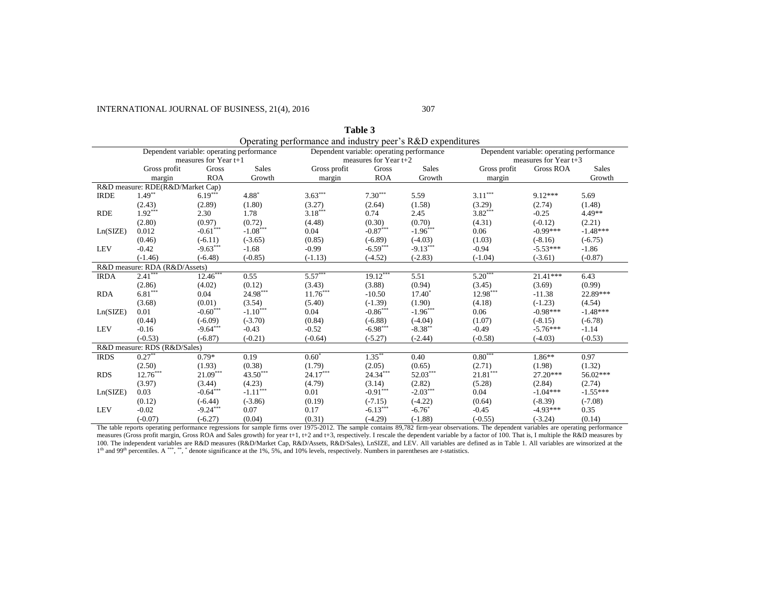**Table 3**
Operating performance and industry peer's R&D expenditures

| | Dependent variable: operating performance measures for Year t+1 | | | Dependent variable: operating performance measures for Year t+2 | | | Dependent variable: operating performance measures for Year t+3 | | |
|---|---|---|---|---|---|---|---|---|---|
| | Gross profit margin | Gross ROA | Sales Growth | Gross profit margin | Gross ROA | Sales Growth | Gross profit margin | Gross ROA | Sales Growth |
| R&D measure: RDE(R&D/Market Cap) | | | | | | | | | |
| IRDE | 1.49** | 6.19*** | 4.88* | 3.63*** | 7.30*** | 5.59 | 3.11*** | 9.12*** | 5.69 |
| | (2.43) | (2.89) | (1.80) | (3.27) | (2.64) | (1.58) | (3.29) | (2.74) | (1.48) |
| RDE | 1.92*** | 2.30 | 1.78 | 3.18*** | 0.74 | 2.45 | 3.82*** | -0.25 | 4.49** |
| | (2.80) | (0.97) | (0.72) | (4.48) | (0.30) | (0.70) | (4.31) | (-0.12) | (2.21) |
| Ln(SIZE) | 0.012 | -0.61*** | -1.08*** | 0.04 | -0.87*** | -1.96*** | 0.06 | -0.99*** | -1.48*** |
| | (0.46) | (-6.11) | (-3.65) | (0.85) | (-6.89) | (-4.03) | (1.03) | (-8.16) | (-6.75) |
| LEV | -0.42 | -9.63*** | -1.68 | -0.99 | -6.59*** | -9.13*** | -0.94 | -5.53*** | -1.86 |
| | (-1.46) | (-6.48) | (-0.85) | (-1.13) | (-4.52) | (-2.83) | (-1.04) | (-3.61) | (-0.87) |
| R&D measure: RDA (R&D/Assets) | | | | | | | | | |
| IRDA | 2.41*** | 12.46*** | 0.55 | 5.57*** | 19.12*** | 5.51 | 5.20*** | 21.41*** | 6.43 |
| | (2.86) | (4.02) | (0.12) | (3.43) | (3.88) | (0.94) | (3.45) | (3.69) | (0.99) |
| RDA | 6.81*** | 0.04 | 24.98*** | 11.76*** | -10.50 | 17.40* | 12.98*** | -11.38 | 22.89*** |
| | (3.68) | (0.01) | (3.54) | (5.40) | (-1.39) | (1.90) | (4.18) | (-1.23) | (4.54) |
| Ln(SIZE) | 0.01 | -0.60*** | -1.10*** | 0.04 | -0.86*** | -1.96*** | 0.06 | -0.98*** | -1.48*** |
| | (0.44) | (-6.09) | (-3.70) | (0.84) | (-6.88) | (-4.04) | (1.07) | (-8.15) | (-6.78) |
| LEV | -0.16 | -9.64*** | -0.43 | -0.52 | -6.98*** | -8.38** | -0.49 | -5.76*** | -1.14 |
| | (-0.53) | (-6.87) | (-0.21) | (-0.64) | (-5.27) | (-2.44) | (-0.58) | (-4.03) | (-0.53) |
| R&D measure: RDS (R&D/Sales) | | | | | | | | | |
| IRDS | 0.27** | 0.79* | 0.19 | 0.60* | 1.35** | 0.40 | 0.80*** | 1.86** | 0.97 |
| | (2.50) | (1.93) | (0.38) | (1.79) | (2.05) | (0.65) | (2.71) | (1.98) | (1.32) |
| RDS | 12.76*** | 21.09*** | 43.50*** | 24.17*** | 24.34*** | 52.03*** | 21.81*** | 27.20*** | 56.02*** |
| | (3.97) | (3.44) | (4.23) | (4.79) | (3.14) | (2.82) | (5.28) | (2.84) | (2.74) |
| Ln(SIZE) | 0.03 | -0.64*** | -1.11*** | 0.01 | -0.91*** | -2.03*** | 0.04 | -1.04*** | -1.55*** |
| | (0.12) | (-6.44) | (-3.86) | (0.19) | (-7.15) | (-4.22) | (0.64) | (-8.39) | (-7.08) |
| LEV | -0.02 | -9.24*** | 0.07 | 0.17 | -6.13*** | -6.76* | -0.45 | -4.93*** | 0.35 |
| | (-0.07) | (-6.27) | (0.04) | (0.31) | (-4.29) | (-1.88) | (-0.55) | (-3.24) | (0.14) |

The table reports operating performance regressions for sample firms over 1975-2012. The sample contains 89,782 firm-year observations. The dependent variables are operating performance measures (Gross profit margin, Gross ROA and Sales growth) for year t+1, t+2 and t+3, respectively. I rescale the dependent variable by a factor of 100. That is, I multiple the R&D measures by 100. The independent variables are R&D measures (R&D/Market Cap, R&D/Assets, R&D/Sales), LnSIZE, and LEV. All variables are defined as in Table 1. All variables are winsorized at the 1th and 99th percentiles. A ***, **, * denote significance at the 1%, 5%, and 10% levels, respectively. Numbers in parentheses are *t*-statistics.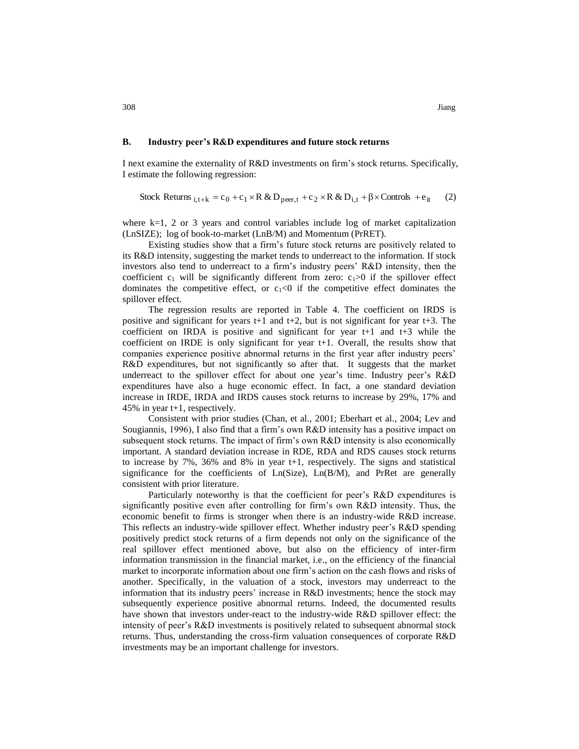### B. Industry peer's R&D expenditures and future stock returns

I next examine the externality of R&D investments on firm's stock returns. Specifically, I estimate the following regression:

$$\text{Stock Returns}_{i,t+k} = c_0 + c_1 \times R\&D_{peer,t} + c_2 \times R\&D_{i,t} + \beta \times \text{Controls} + e_{it} \quad (2)$$

where k=1, 2 or 3 years and control variables include log of market capitalization (LnSIZE); log of book-to-market (LnB/M) and Momentum (PrRET).

Existing studies show that a firm's future stock returns are positively related to its R&D intensity, suggesting the market tends to underreact to the information. If stock investors also tend to underreact to a firm's industry peers' R&D intensity, then the coefficient $c_1$ will be significantly different from zero: $c_1>0$ if the spillover effect dominates the competitive effect, or $c_1<0$ if the competitive effect dominates the spillover effect.

The regression results are reported in Table 4. The coefficient on IRDS is positive and significant for years t+1 and t+2, but is not significant for year t+3. The coefficient on IRDA is positive and significant for year t+1 and t+3 while the coefficient on IRDE is only significant for year t+1. Overall, the results show that companies experience positive abnormal returns in the first year after industry peers' R&D expenditures, but not significantly so after that. It suggests that the market underreact to the spillover effect for about one year's time. Industry peer's R&D expenditures have also a huge economic effect. In fact, a one standard deviation increase in IRDE, IRDA and IRDS causes stock returns to increase by 29%, 17% and 45% in year t+1, respectively.

Consistent with prior studies (Chan, et al., 2001; Eberhart et al., 2004; Lev and Sougiannis, 1996), I also find that a firm's own R&D intensity has a positive impact on subsequent stock returns. The impact of firm's own R&D intensity is also economically important. A standard deviation increase in RDE, RDA and RDS causes stock returns to increase by 7%, 36% and 8% in year t+1, respectively. The signs and statistical significance for the coefficients of Ln(Size), Ln(B/M), and PrRet are generally consistent with prior literature.

Particularly noteworthy is that the coefficient for peer's R&D expenditures is significantly positive even after controlling for firm's own R&D intensity. Thus, the economic benefit to firms is stronger when there is an industry-wide R&D increase. This reflects an industry-wide spillover effect. Whether industry peer's R&D spending positively predict stock returns of a firm depends not only on the significance of the real spillover effect mentioned above, but also on the efficiency of inter-firm information transmission in the financial market, i.e., on the efficiency of the financial market to incorporate information about one firm's action on the cash flows and risks of another. Specifically, in the valuation of a stock, investors may underreact to the information that its industry peers' increase in R&D investments; hence the stock may subsequently experience positive abnormal returns. Indeed, the documented results have shown that investors under-react to the industry-wide R&D spillover effect: the intensity of peer's R&D investments is positively related to subsequent abnormal stock returns. Thus, understanding the cross-firm valuation consequences of corporate R&D investments may be an important challenge for investors.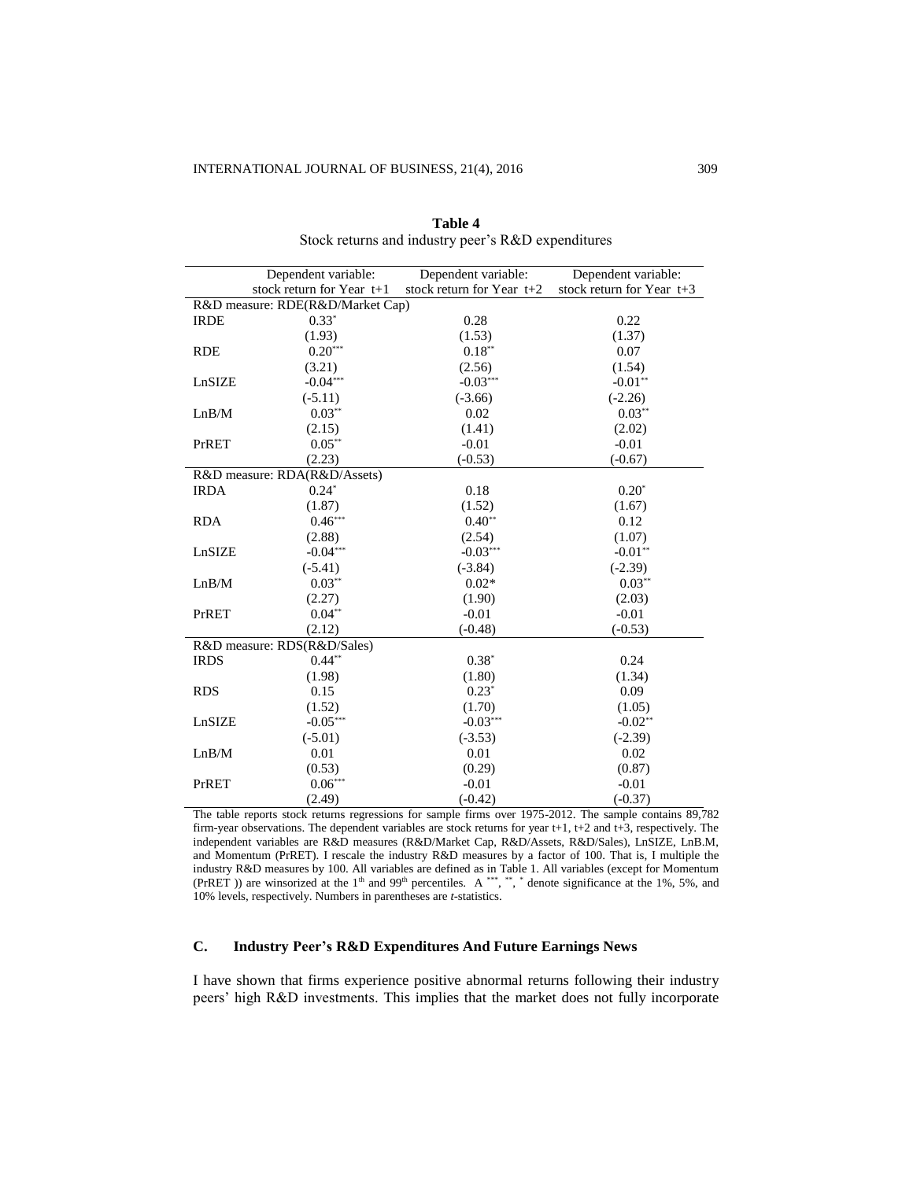**Table 4**
Stock returns and industry peer's R&D expenditures

| | Dependent variable: stock return for Year t+1 | Dependent variable: stock return for Year t+2 | Dependent variable: stock return for Year t+3 |
|---|---|---|---|
| R&D measure: RDE(R&D/Market Cap) | | | |
| IRDE | 0.33* | 0.28 | 0.22 |
| | (1.93) | (1.53) | (1.37) |
| RDE | 0.20*** | 0.18** | 0.07 |
| | (3.21) | (2.56) | (1.54) |
| LnSIZE | -0.04*** | -0.03*** | -0.01** |
| | (-5.11) | (-3.66) | (-2.26) |
| LnB/M | 0.03** | 0.02 | 0.03** |
| | (2.15) | (1.41) | (2.02) |
| PrRET | 0.05** | -0.01 | -0.01 |
| | (2.23) | (-0.53) | (-0.67) |
| R&D measure: RDA(R&D/Assets) | | | |
| IRDA | 0.24* | 0.18 | 0.20* |
| | (1.87) | (1.52) | (1.67) |
| RDA | 0.46*** | 0.40** | 0.12 |
| | (2.88) | (2.54) | (1.07) |
| LnSIZE | -0.04*** | -0.03*** | -0.01** |
| | (-5.41) | (-3.84) | (-2.39) |
| LnB/M | 0.03** | 0.02* | 0.03** |
| | (2.27) | (1.90) | (2.03) |
| PrRET | 0.04** | -0.01 | -0.01 |
| | (2.12) | (-0.48) | (-0.53) |
| R&D measure: RDS(R&D/Sales) | | | |
| IRDS | 0.44** | 0.38* | 0.24 |
| | (1.98) | (1.80) | (1.34) |
| RDS | 0.15 | 0.23* | 0.09 |
| | (1.52) | (1.70) | (1.05) |
| LnSIZE | -0.05*** | -0.03*** | -0.02** |
| | (-5.01) | (-3.53) | (-2.39) |
| LnB/M | 0.01 | 0.01 | 0.02 |
| | (0.53) | (0.29) | (0.87) |
| PrRET | 0.06*** | -0.01 | -0.01 |
| | (2.49) | (-0.42) | (-0.37) |

The table reports stock returns regressions for sample firms over 1975-2012. The sample contains 89,782 firm-year observations. The dependent variables are stock returns for year t+1, t+2 and t+3, respectively. The independent variables are R&D measures (R&D/Market Cap, R&D/Assets, R&D/Sales), LnSIZE, LnB.M, and Momentum (PrRET). I rescale the industry R&D measures by a factor of 100. That is, I multiple the industry R&D measures by 100. All variables are defined as in Table 1. All variables (except for Momentum (PrRET )) are winsorized at the 1[th] and 99[th] percentiles. A ***, **, * denote significance at the 1%, 5%, and 10% levels, respectively. Numbers in parentheses are *t*-statistics.

### C. Industry Peer's R&D Expenditures And Future Earnings News

I have shown that firms experience positive abnormal returns following their industry peers' high R&D investments. This implies that the market does not fully incorporate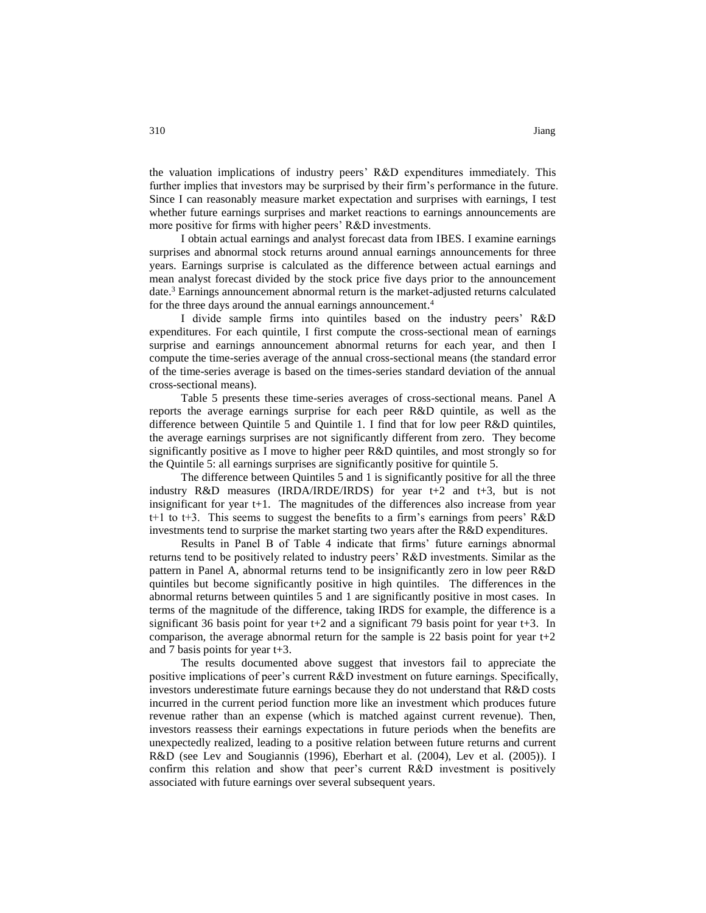the valuation implications of industry peers' R&D expenditures immediately. This further implies that investors may be surprised by their firm's performance in the future. Since I can reasonably measure market expectation and surprises with earnings, I test whether future earnings surprises and market reactions to earnings announcements are more positive for firms with higher peers' R&D investments.

I obtain actual earnings and analyst forecast data from IBES. I examine earnings surprises and abnormal stock returns around annual earnings announcements for three years. Earnings surprise is calculated as the difference between actual earnings and mean analyst forecast divided by the stock price five days prior to the announcement date.[3] Earnings announcement abnormal return is the market-adjusted returns calculated for the three days around the annual earnings announcement.[4]

I divide sample firms into quintiles based on the industry peers' R&D expenditures. For each quintile, I first compute the cross-sectional mean of earnings surprise and earnings announcement abnormal returns for each year, and then I compute the time-series average of the annual cross-sectional means (the standard error of the time-series average is based on the times-series standard deviation of the annual cross-sectional means).

Table 5 presents these time-series averages of cross-sectional means. Panel A reports the average earnings surprise for each peer R&D quintile, as well as the difference between Quintile 5 and Quintile 1. I find that for low peer R&D quintiles, the average earnings surprises are not significantly different from zero. They become significantly positive as I move to higher peer R&D quintiles, and most strongly so for the Quintile 5: all earnings surprises are significantly positive for quintile 5.

The difference between Quintiles 5 and 1 is significantly positive for all the three industry R&D measures (IRDA/IRDE/IRDS) for year t+2 and t+3, but is not insignificant for year t+1. The magnitudes of the differences also increase from year t+1 to t+3. This seems to suggest the benefits to a firm's earnings from peers' R&D investments tend to surprise the market starting two years after the R&D expenditures.

Results in Panel B of Table 4 indicate that firms' future earnings abnormal returns tend to be positively related to industry peers' R&D investments. Similar as the pattern in Panel A, abnormal returns tend to be insignificantly zero in low peer R&D quintiles but become significantly positive in high quintiles. The differences in the abnormal returns between quintiles 5 and 1 are significantly positive in most cases. In terms of the magnitude of the difference, taking IRDS for example, the difference is a significant 36 basis point for year t+2 and a significant 79 basis point for year t+3. In comparison, the average abnormal return for the sample is 22 basis point for year t+2 and 7 basis points for year t+3.

The results documented above suggest that investors fail to appreciate the positive implications of peer's current R&D investment on future earnings. Specifically, investors underestimate future earnings because they do not understand that R&D costs incurred in the current period function more like an investment which produces future revenue rather than an expense (which is matched against current revenue). Then, investors reassess their earnings expectations in future periods when the benefits are unexpectedly realized, leading to a positive relation between future returns and current R&D (see Lev and Sougiannis (1996), Eberhart et al. (2004), Lev et al. (2005)). I confirm this relation and show that peer's current R&D investment is positively associated with future earnings over several subsequent years.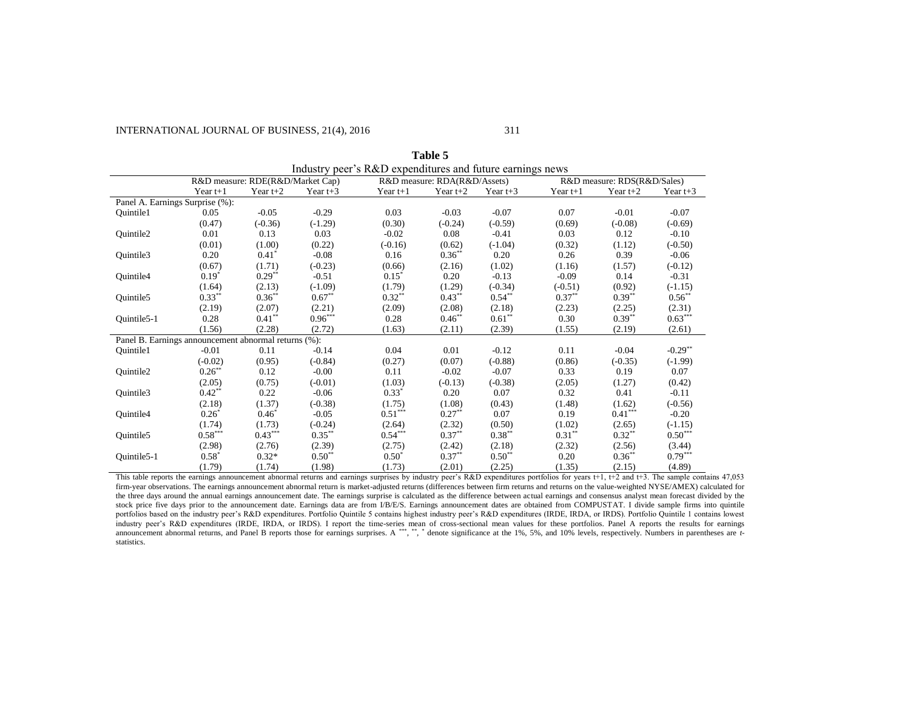**Table 5**

Industry peer's R&D expenditures and future earnings news

| | R&D measure: RDE(R&D/Market Cap) | | | R&D measure: RDA(R&D/Assets) | | | R&D measure: RDS(R&D/Sales) | | |
|---|---|---|---|---|---|---|---|---|---|
| | Year t+1 | Year t+2 | Year t+3 | Year t+1 | Year t+2 | Year t+3 | Year t+1 | Year t+2 | Year t+3 |
| Panel A. Earnings Surprise (%): | | | | | | | | | |
| Quintile1 | 0.05 | -0.05 | -0.29 | 0.03 | -0.03 | -0.07 | 0.07 | -0.01 | -0.07 |
| | (0.47) | (-0.36) | (-1.29) | (0.30) | (-0.24) | (-0.59) | (0.69) | (-0.08) | (-0.69) |
| Quintile2 | 0.01 | 0.13 | 0.03 | -0.02 | 0.08 | -0.41 | 0.03 | 0.12 | -0.10 |
| | (0.01) | (1.00) | (0.22) | (-0.16) | (0.62) | (-1.04) | (0.32) | (1.12) | (-0.50) |
| Quintile3 | 0.20 | 0.41* | -0.08 | 0.16 | 0.36** | 0.20 | 0.26 | 0.39 | -0.06 |
| | (0.67) | (1.71) | (-0.23) | (0.66) | (2.16) | (1.02) | (1.16) | (1.57) | (-0.12) |
| Quintile4 | 0.19* | 0.29** | -0.51 | 0.15* | 0.20 | -0.13 | -0.09 | 0.14 | -0.31 |
| | (1.64) | (2.13) | (-1.09) | (1.79) | (1.29) | (-0.34) | (-0.51) | (0.92) | (-1.15) |
| Quintile5 | 0.33** | 0.36** | 0.67** | 0.32** | 0.43** | 0.54** | 0.37** | 0.39** | 0.56** |
| | (2.19) | (2.07) | (2.21) | (2.09) | (2.08) | (2.18) | (2.23) | (2.25) | (2.31) |
| Quintile5-1 | 0.28 | 0.41** | 0.96*** | 0.28 | 0.46** | 0.61** | 0.30 | 0.39** | 0.63*** |
| | (1.56) | (2.28) | (2.72) | (1.63) | (2.11) | (2.39) | (1.55) | (2.19) | (2.61) |
| Panel B. Earnings announcement abnormal returns (%): | | | | | | | | | |
| Quintile1 | -0.01 | 0.11 | -0.14 | 0.04 | 0.01 | -0.12 | 0.11 | -0.04 | -0.29** |
| | (-0.02) | (0.95) | (-0.84) | (0.27) | (0.07) | (-0.88) | (0.86) | (-0.35) | (-1.99) |
| Quintile2 | 0.26** | 0.12 | -0.00 | 0.11 | -0.02 | -0.07 | 0.33 | 0.19 | 0.07 |
| | (2.05) | (0.75) | (-0.01) | (1.03) | (-0.13) | (-0.38) | (2.05) | (1.27) | (0.42) |
| Quintile3 | 0.42** | 0.22 | -0.06 | 0.33* | 0.20 | 0.07 | 0.32 | 0.41 | -0.11 |
| | (2.18) | (1.37) | (-0.38) | (1.75) | (1.08) | (0.43) | (1.48) | (1.62) | (-0.56) |
| Quintile4 | 0.26* | 0.46* | -0.05 | 0.51*** | 0.27** | 0.07 | 0.19 | 0.41*** | -0.20 |
| | (1.74) | (1.73) | (-0.24) | (2.64) | (2.32) | (0.50) | (1.02) | (2.65) | (-1.15) |
| Quintile5 | 0.58*** | 0.43*** | 0.35** | 0.54*** | 0.37** | 0.38** | 0.31** | 0.32** | 0.50*** |
| | (2.98) | (2.76) | (2.39) | (2.75) | (2.42) | (2.18) | (2.32) | (2.56) | (3.44) |
| Quintile5-1 | 0.58* | 0.32* | 0.50** | 0.50* | 0.37** | 0.50** | 0.20 | 0.36** | 0.79*** |
| | (1.79) | (1.74) | (1.98) | (1.73) | (2.01) | (2.25) | (1.35) | (2.15) | (4.89) |

This table reports the earnings announcement abnormal returns and earnings surprises by industry peer's R&D expenditures portfolios for years t+1, t+2 and t+3. The sample contains 47,053 firm-year observations. The earnings announcement abnormal return is market-adjusted returns (differences between firm returns and returns on the value-weighted NYSE/AMEX) calculated for the three days around the annual earnings announcement date. The earnings surprise is calculated as the difference between actual earnings and consensus analyst mean forecast divided by the stock price five days prior to the announcement date. Earnings data are from I/B/E/S. Earnings announcement dates are obtained from COMPUSTAT. I divide sample firms into quintile portfolios based on the industry peer's R&D expenditures. Portfolio Quintile 5 contains highest industry peer's R&D expenditures (IRDE, IRDA, or IRDS). Portfolio Quintile 1 contains lowest industry peer's R&D expenditures (IRDE, IRDA, or IRDS). I report the time-series mean of cross-sectional mean values for these portfolios. Panel A reports the results for earnings announcement abnormal returns, and Panel B reports those for earnings surprises. A ***, **, * denote significance at the 1%, 5%, and 10% levels, respectively. Numbers in parentheses are *t*-statistics.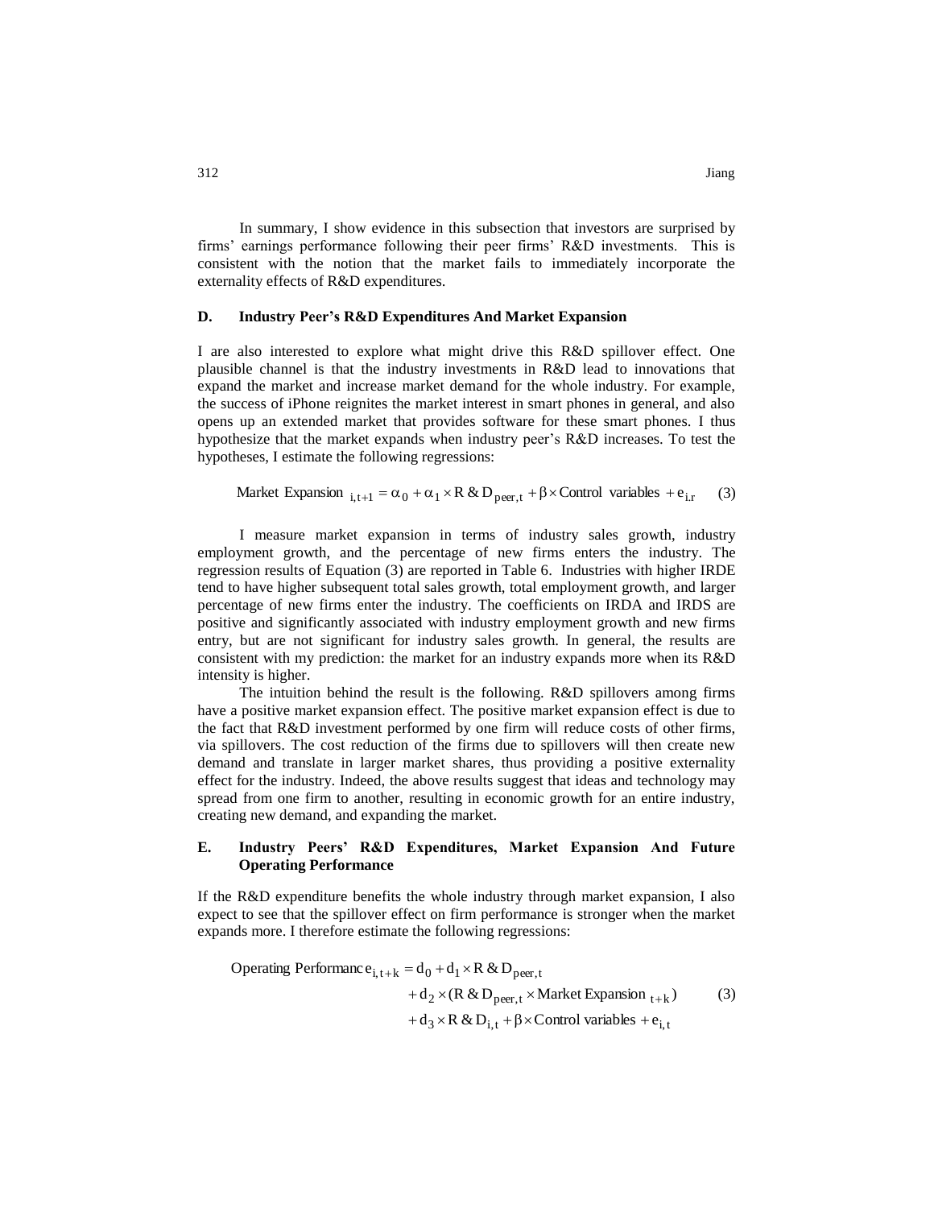In summary, I show evidence in this subsection that investors are surprised by firms' earnings performance following their peer firms' R&D investments. This is consistent with the notion that the market fails to immediately incorporate the externality effects of R&D expenditures.

### D. Industry Peer's R&D Expenditures And Market Expansion

I are also interested to explore what might drive this R&D spillover effect. One plausible channel is that the industry investments in R&D lead to innovations that expand the market and increase market demand for the whole industry. For example, the success of iPhone reignites the market interest in smart phones in general, and also opens up an extended market that provides software for these smart phones. I thus hypothesize that the market expands when industry peer's R&D increases. To test the hypotheses, I estimate the following regressions:

$$\text{Market Expansion}_{i,t+1} = \alpha_0 + \alpha_1 \times \text{R\&D}_{\text{peer},t} + \beta \times \text{Control variables} + e_{i,r} \qquad (3)$$

I measure market expansion in terms of industry sales growth, industry employment growth, and the percentage of new firms enters the industry. The regression results of Equation (3) are reported in Table 6. Industries with higher IRDE tend to have higher subsequent total sales growth, total employment growth, and larger percentage of new firms enter the industry. The coefficients on IRDA and IRDS are positive and significantly associated with industry employment growth and new firms entry, but are not significant for industry sales growth. In general, the results are consistent with my prediction: the market for an industry expands more when its R&D intensity is higher.

The intuition behind the result is the following. R&D spillovers among firms have a positive market expansion effect. The positive market expansion effect is due to the fact that R&D investment performed by one firm will reduce costs of other firms, via spillovers. The cost reduction of the firms due to spillovers will then create new demand and translate in larger market shares, thus providing a positive externality effect for the industry. Indeed, the above results suggest that ideas and technology may spread from one firm to another, resulting in economic growth for an entire industry, creating new demand, and expanding the market.

### E. Industry Peers' R&D Expenditures, Market Expansion And Future Operating Performance

If the R&D expenditure benefits the whole industry through market expansion, I also expect to see that the spillover effect on firm performance is stronger when the market expands more. I therefore estimate the following regressions:

$$\begin{aligned}\text{Operating Performance}_{i,t+k} = d_0 &+ d_1 \times \text{R\&D}_{\text{peer},t} \\ &+ d_2 \times (\text{R\&D}_{\text{peer},t} \times \text{Market Expansion}_{t+k}) \\ &+ d_3 \times \text{R\&D}_{i,t} + \beta \times \text{Control variables} + e_{i,t}\end{aligned} \qquad (3)$$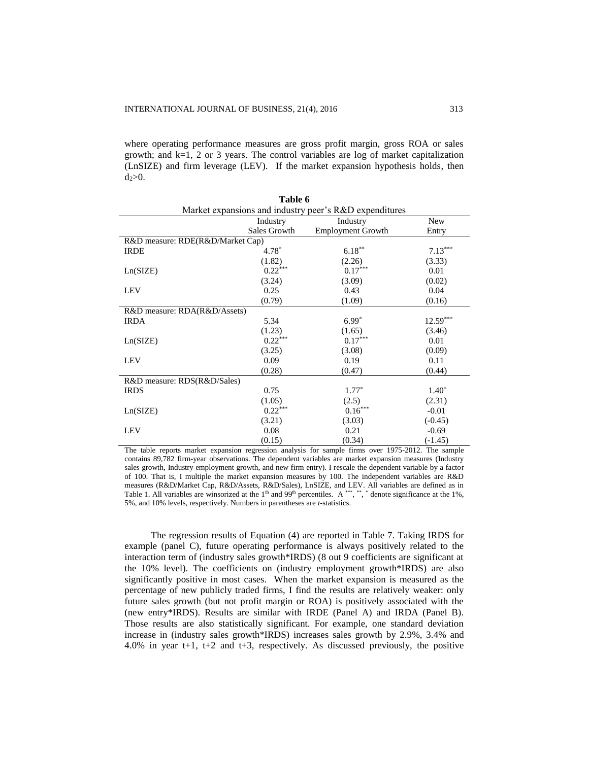where operating performance measures are gross profit margin, gross ROA or sales growth; and k=1, 2 or 3 years. The control variables are log of market capitalization (LnSIZE) and firm leverage (LEV). If the market expansion hypothesis holds, then $d_2>0$.

**Table 6**

Market expansions and industry peer's R&D expenditures

| | Industry Sales Growth | Industry Employment Growth | New Entry |
|---|---|---|---|
| R&D measure: RDE(R&D/Market Cap) | | | |
| IRDE | 4.78* | 6.18** | 7.13*** |
| | (1.82) | (2.26) | (3.33) |
| Ln(SIZE) | 0.22*** | 0.17*** | 0.01 |
| | (3.24) | (3.09) | (0.02) |
| LEV | 0.25 | 0.43 | 0.04 |
| | (0.79) | (1.09) | (0.16) |
| R&D measure: RDA(R&D/Assets) | | | |
| IRDA | 5.34 | 6.99* | 12.59*** |
| | (1.23) | (1.65) | (3.46) |
| Ln(SIZE) | 0.22*** | 0.17*** | 0.01 |
| | (3.25) | (3.08) | (0.09) |
| LEV | 0.09 | 0.19 | 0.11 |
| | (0.28) | (0.47) | (0.44) |
| R&D measure: RDS(R&D/Sales) | | | |
| IRDS | 0.75 | 1.77* | 1.40* |
| | (1.05) | (2.5) | (2.31) |
| Ln(SIZE) | 0.22*** | 0.16*** | -0.01 |
| | (3.21) | (3.03) | (-0.45) |
| LEV | 0.08 | 0.21 | -0.69 |
| | (0.15) | (0.34) | (-1.45) |

The table reports market expansion regression analysis for sample firms over 1975-2012. The sample contains 89,782 firm-year observations. The dependent variables are market expansion measures (Industry sales growth, Industry employment growth, and new firm entry). I rescale the dependent variable by a factor of 100. That is, I multiple the market expansion measures by 100. The independent variables are R&D measures (R&D/Market Cap, R&D/Assets, R&D/Sales), LnSIZE, and LEV. All variables are defined as in Table 1. All variables are winsorized at the 1th and 99th percentiles. A ***, **, * denote significance at the 1%, 5%, and 10% levels, respectively. Numbers in parentheses are *t*-statistics.

The regression results of Equation (4) are reported in Table 7. Taking IRDS for example (panel C), future operating performance is always positively related to the interaction term of (industry sales growth*IRDS) (8 out 9 coefficients are significant at the 10% level). The coefficients on (industry employment growth*IRDS) are also significantly positive in most cases. When the market expansion is measured as the percentage of new publicly traded firms, I find the results are relatively weaker: only future sales growth (but not profit margin or ROA) is positively associated with the (new entry*IRDS). Results are similar with IRDE (Panel A) and IRDA (Panel B). Those results are also statistically significant. For example, one standard deviation increase in (industry sales growth*IRDS) increases sales growth by 2.9%, 3.4% and 4.0% in year t+1, t+2 and t+3, respectively. As discussed previously, the positive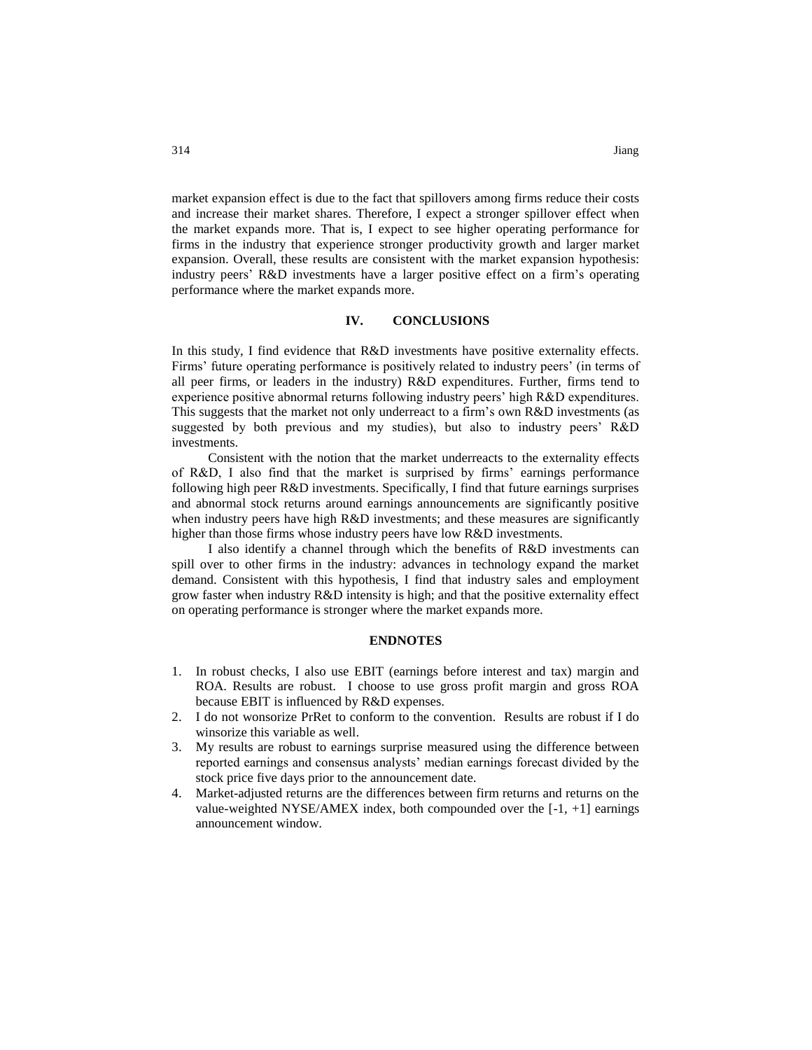market expansion effect is due to the fact that spillovers among firms reduce their costs and increase their market shares. Therefore, I expect a stronger spillover effect when the market expands more. That is, I expect to see higher operating performance for firms in the industry that experience stronger productivity growth and larger market expansion. Overall, these results are consistent with the market expansion hypothesis: industry peers' R&D investments have a larger positive effect on a firm's operating performance where the market expands more.

## IV. CONCLUSIONS

In this study, I find evidence that R&D investments have positive externality effects. Firms' future operating performance is positively related to industry peers' (in terms of all peer firms, or leaders in the industry) R&D expenditures. Further, firms tend to experience positive abnormal returns following industry peers' high R&D expenditures. This suggests that the market not only underreact to a firm's own R&D investments (as suggested by both previous and my studies), but also to industry peers' R&D investments.

Consistent with the notion that the market underreacts to the externality effects of R&D, I also find that the market is surprised by firms' earnings performance following high peer R&D investments. Specifically, I find that future earnings surprises and abnormal stock returns around earnings announcements are significantly positive when industry peers have high R&D investments; and these measures are significantly higher than those firms whose industry peers have low R&D investments.

I also identify a channel through which the benefits of R&D investments can spill over to other firms in the industry: advances in technology expand the market demand. Consistent with this hypothesis, I find that industry sales and employment grow faster when industry R&D intensity is high; and that the positive externality effect on operating performance is stronger where the market expands more.

## ENDNOTES

1. In robust checks, I also use EBIT (earnings before interest and tax) margin and ROA. Results are robust. I choose to use gross profit margin and gross ROA because EBIT is influenced by R&D expenses.
2. I do not wonsorize PrRet to conform to the convention. Results are robust if I do winsorize this variable as well.
3. My results are robust to earnings surprise measured using the difference between reported earnings and consensus analysts' median earnings forecast divided by the stock price five days prior to the announcement date.
4. Market-adjusted returns are the differences between firm returns and returns on the value-weighted NYSE/AMEX index, both compounded over the [-1, +1] earnings announcement window.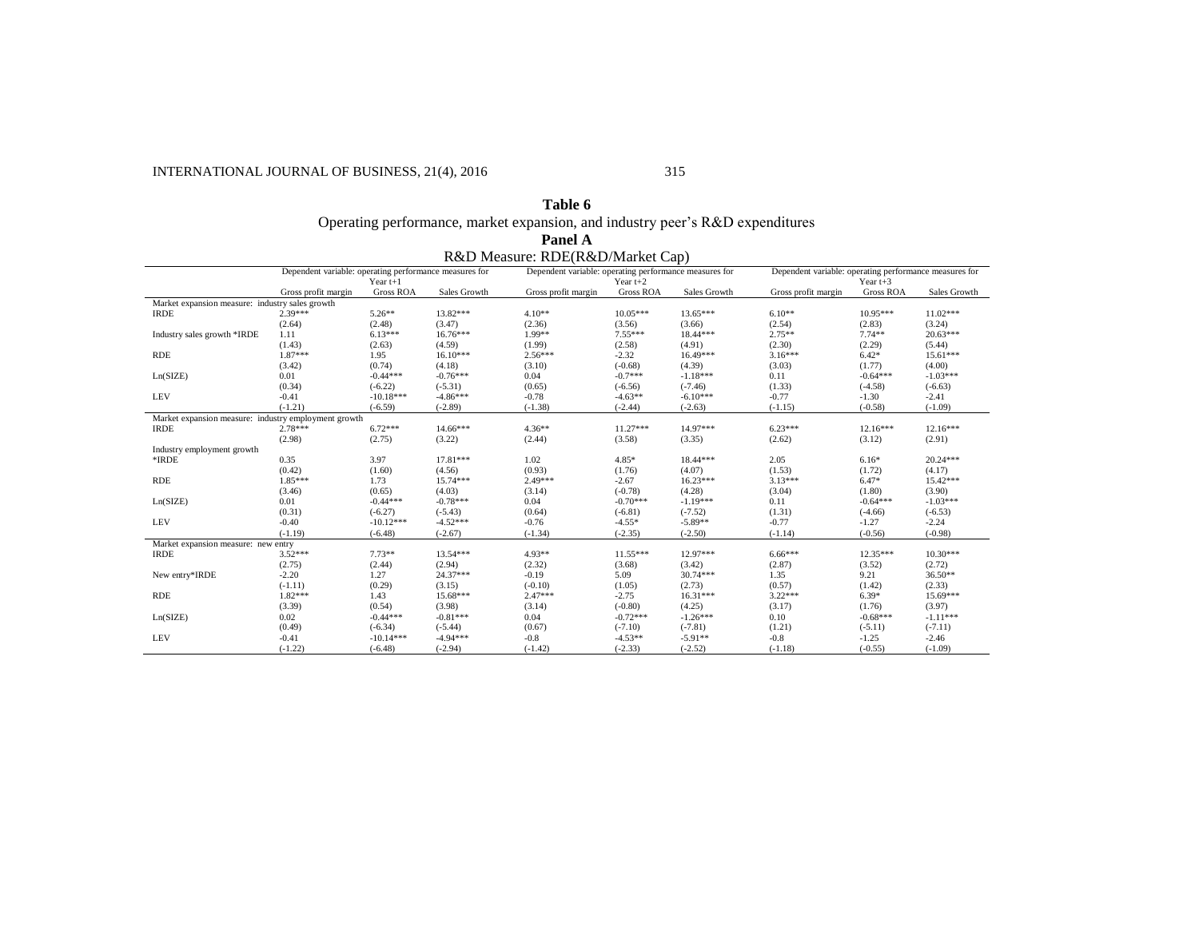**Table 6**

Operating performance, market expansion, and industry peer's R&D expenditures

**Panel A**

R&D Measure: RDE(R&D/Market Cap)

| | Dependent variable: operating performance measures for Year t+1 | | | Dependent variable: operating performance measures for Year t+2 | | | Dependent variable: operating performance measures for Year t+3 | | |
|---|---|---|---|---|---|---|---|---|---|
| | Gross profit margin | Gross ROA | Sales Growth | Gross profit margin | Gross ROA | Sales Growth | Gross profit margin | Gross ROA | Sales Growth |
| Market expansion measure: industry sales growth | | | | | | | | | |
| IRDE | 2.39*** | 5.26** | 13.82*** | 4.10** | 10.05*** | 13.65*** | 6.10** | 10.95*** | 11.02*** |
| | (2.64) | (2.48) | (3.47) | (2.36) | (3.56) | (3.66) | (2.54) | (2.83) | (3.24) |
| Industry sales growth *IRDE | 1.11 | 6.13*** | 16.76*** | 1.99** | 7.55*** | 18.44*** | 2.75** | 7.74** | 20.63*** |
| | (1.43) | (2.63) | (4.59) | (1.99) | (2.58) | (4.91) | (2.30) | (2.29) | (5.44) |
| RDE | 1.87*** | 1.95 | 16.10*** | 2.56*** | -2.32 | 16.49*** | 3.16*** | 6.42* | 15.61*** |
| | (3.42) | (0.74) | (4.18) | (3.10) | (-0.68) | (4.39) | (3.03) | (1.77) | (4.00) |
| Ln(SIZE) | 0.01 | -0.44*** | -0.76*** | 0.04 | -0.7*** | -1.18*** | 0.11 | -0.64*** | -1.03*** |
| | (0.34) | (-6.22) | (-5.31) | (0.65) | (-6.56) | (-7.46) | (1.33) | (-4.58) | (-6.63) |
| LEV | -0.41 | -10.18*** | -4.86*** | -0.78 | -4.63** | -6.10*** | -0.77 | -1.30 | -2.41 |
| | (-1.21) | (-6.59) | (-2.89) | (-1.38) | (-2.44) | (-2.63) | (-1.15) | (-0.58) | (-1.09) |
| Market expansion measure: industry employment growth | | | | | | | | | |
| IRDE | 2.78*** | 6.72*** | 14.66*** | 4.36** | 11.27*** | 14.97*** | 6.23*** | 12.16*** | 12.16*** |
| | (2.98) | (2.75) | (3.22) | (2.44) | (3.58) | (3.35) | (2.62) | (3.12) | (2.91) |
| Industry employment growth *IRDE | 0.35 | 3.97 | 17.81*** | 1.02 | 4.85* | 18.44*** | 2.05 | 6.16* | 20.24*** |
| | (0.42) | (1.60) | (4.56) | (0.93) | (1.76) | (4.07) | (1.53) | (1.72) | (4.17) |
| RDE | 1.85*** | 1.73 | 15.74*** | 2.49*** | -2.67 | 16.23*** | 3.13*** | 6.47* | 15.42*** |
| | (3.46) | (0.65) | (4.03) | (3.14) | (-0.78) | (4.28) | (3.04) | (1.80) | (3.90) |
| Ln(SIZE) | 0.01 | -0.44*** | -0.78*** | 0.04 | -0.70*** | -1.19*** | 0.11 | -0.64*** | -1.03*** |
| | (0.31) | (-6.27) | (-5.43) | (0.64) | (-6.81) | (-7.52) | (1.31) | (-4.66) | (-6.53) |
| LEV | -0.40 | -10.12*** | -4.52*** | -0.76 | -4.55* | -5.89** | -0.77 | -1.27 | -2.24 |
| | (-1.19) | (-6.48) | (-2.67) | (-1.34) | (-2.35) | (-2.50) | (-1.14) | (-0.56) | (-0.98) |
| Market expansion measure: new entry | | | | | | | | | |
| IRDE | 3.52*** | 7.73** | 13.54*** | 4.93** | 11.55*** | 12.97*** | 6.66*** | 12.35*** | 10.30*** |
| | (2.75) | (2.44) | (2.94) | (2.32) | (3.68) | (3.42) | (2.87) | (3.52) | (2.72) |
| New entry*IRDE | -2.20 | 1.27 | 24.37*** | -0.19 | 5.09 | 30.74*** | 1.35 | 9.21 | 36.50** |
| | (-1.11) | (0.29) | (3.15) | (-0.10) | (1.05) | (2.73) | (0.57) | (1.42) | (2.33) |
| RDE | 1.82*** | 1.43 | 15.68*** | 2.47*** | -2.75 | 16.31*** | 3.22*** | 6.39* | 15.69*** |
| | (3.39) | (0.54) | (3.98) | (3.14) | (-0.80) | (4.25) | (3.17) | (1.76) | (3.97) |
| Ln(SIZE) | 0.02 | -0.44*** | -0.81*** | 0.04 | -0.72*** | -1.26*** | 0.10 | -0.68*** | -1.11*** |
| | (0.49) | (-6.34) | (-5.44) | (0.67) | (-7.10) | (-7.81) | (1.21) | (-5.11) | (-7.11) |
| LEV | -0.41 | -10.14*** | -4.94*** | -0.8 | -4.53** | -5.91** | -0.8 | -1.25 | -2.46 |
| | (-1.22) | (-6.48) | (-2.94) | (-1.42) | (-2.33) | (-2.52) | (-1.18) | (-0.55) | (-1.09) |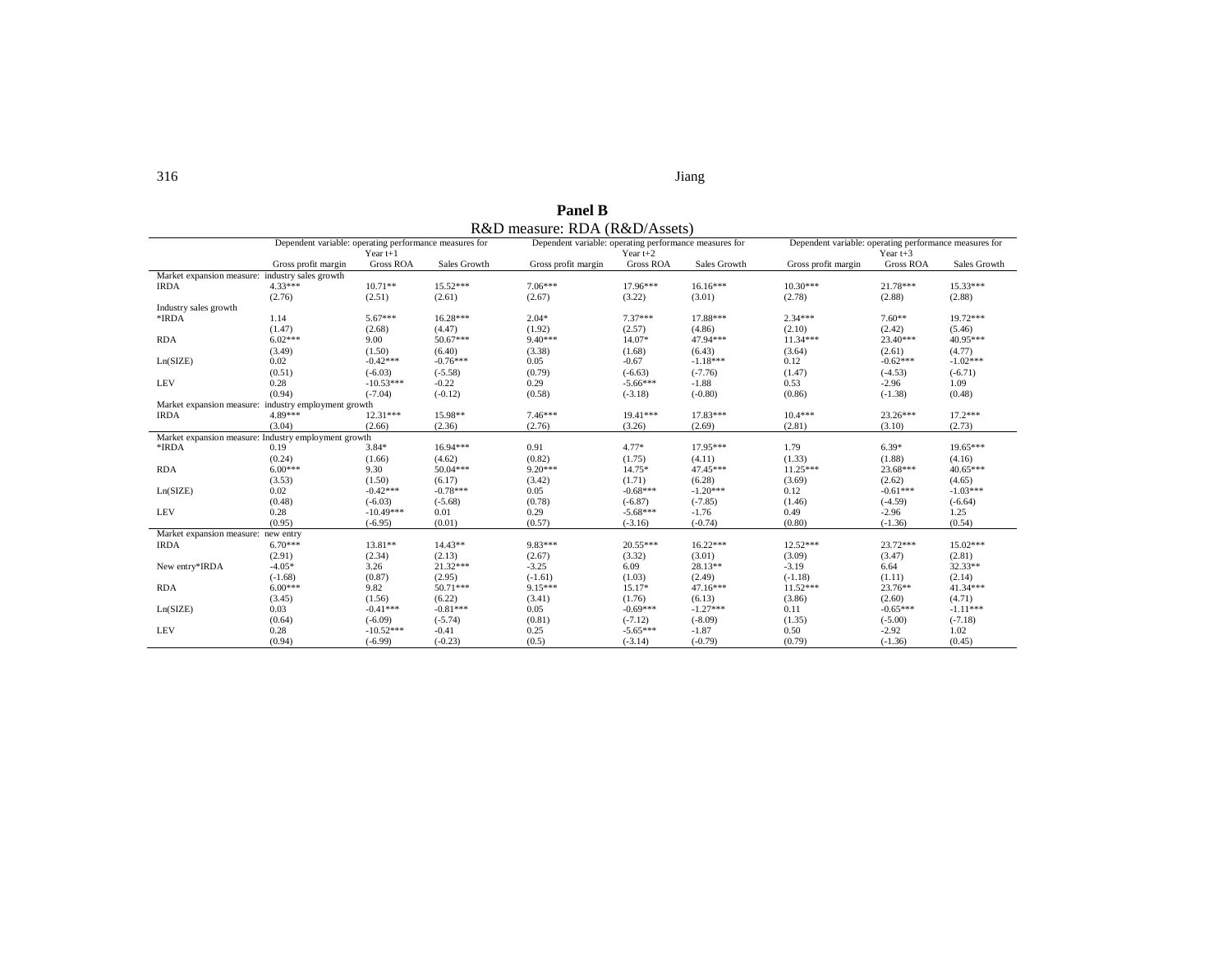**Panel B**

R&D measure: RDA (R&D/Assets)

| | Dependent variable: operating performance measures for Year t+1 | | | Dependent variable: operating performance measures for Year t+2 | | | Dependent variable: operating performance measures for Year t+3 | | |
|---|---|---|---|---|---|---|---|---|---|
| | Gross profit margin | Gross ROA | Sales Growth | Gross profit margin | Gross ROA | Sales Growth | Gross profit margin | Gross ROA | Sales Growth |
| Market expansion measure: industry sales growth | | | | | | | | | |
| IRDA | 4.33*** | 10.71** | 15.52*** | 7.06*** | 17.96*** | 16.16*** | 10.30*** | 21.78*** | 15.33*** |
| | (2.76) | (2.51) | (2.61) | (2.67) | (3.22) | (3.01) | (2.78) | (2.88) | (2.88) |
| Industry sales growth *IRDA | 1.14 | 5.67*** | 16.28*** | 2.04* | 7.37*** | 17.88*** | 2.34*** | 7.60** | 19.72*** |
| | (1.47) | (2.68) | (4.47) | (1.92) | (2.57) | (4.86) | (2.10) | (2.42) | (5.46) |
| RDA | 6.02*** | 9.00 | 50.67*** | 9.40*** | 14.07* | 47.94*** | 11.34*** | 23.40*** | 40.95*** |
| | (3.49) | (1.50) | (6.40) | (3.38) | (1.68) | (6.43) | (3.64) | (2.61) | (4.77) |
| Ln(SIZE) | 0.02 | -0.42*** | -0.76*** | 0.05 | -0.67 | -1.18*** | 0.12 | -0.62*** | -1.02*** |
| | (0.51) | (-6.03) | (-5.58) | (0.79) | (-6.63) | (-7.76) | (1.47) | (-4.53) | (-6.71) |
| LEV | 0.28 | -10.53*** | -0.22 | 0.29 | -5.66*** | -1.88 | 0.53 | -2.96 | 1.09 |
| | (0.94) | (-7.04) | (-0.12) | (0.58) | (-3.18) | (-0.80) | (0.86) | (-1.38) | (0.48) |
| Market expansion measure: industry employment growth | | | | | | | | | |
| IRDA | 4.89*** | 12.31*** | 15.98** | 7.46*** | 19.41*** | 17.83*** | 10.4*** | 23.26*** | 17.2*** |
| | (3.04) | (2.66) | (2.36) | (2.76) | (3.26) | (2.69) | (2.81) | (3.10) | (2.73) |
| Market expansion measure: Industry employment growth *IRDA | 0.19 | 3.84* | 16.94*** | 0.91 | 4.77* | 17.95*** | 1.79 | 6.39* | 19.65*** |
| | (0.24) | (1.66) | (4.62) | (0.82) | (1.75) | (4.11) | (1.33) | (1.88) | (4.16) |
| RDA | 6.00*** | 9.30 | 50.04*** | 9.20*** | 14.75* | 47.45*** | 11.25*** | 23.68*** | 40.65*** |
| | (3.53) | (1.50) | (6.17) | (3.42) | (1.71) | (6.28) | (3.69) | (2.62) | (4.65) |
| Ln(SIZE) | 0.02 | -0.42*** | -0.78*** | 0.05 | -0.68*** | -1.20*** | 0.12 | -0.61*** | -1.03*** |
| | (0.48) | (-6.03) | (-5.68) | (0.78) | (-6.87) | (-7.85) | (1.46) | (-4.59) | (-6.64) |
| LEV | 0.28 | -10.49*** | 0.01 | 0.29 | -5.68*** | -1.76 | 0.49 | -2.96 | 1.25 |
| | (0.95) | (-6.95) | (0.01) | (0.57) | (-3.16) | (-0.74) | (0.80) | (-1.36) | (0.54) |
| Market expansion measure: new entry | | | | | | | | | |
| IRDA | 6.70*** | 13.81** | 14.43** | 9.83*** | 20.55*** | 16.22*** | 12.52*** | 23.72*** | 15.02*** |
| | (2.91) | (2.34) | (2.13) | (2.67) | (3.32) | (3.01) | (3.09) | (3.47) | (2.81) |
| New entry*IRDA | -4.05* | 3.26 | 21.32*** | -3.25 | 6.09 | 28.13** | -3.19 | 6.64 | 32.33** |
| | (-1.68) | (0.87) | (2.95) | (-1.61) | (1.03) | (2.49) | (-1.18) | (1.11) | (2.14) |
| RDA | 6.00*** | 9.82 | 50.71*** | 9.15*** | 15.17* | 47.16*** | 11.52*** | 23.76** | 41.34*** |
| | (3.45) | (1.56) | (6.22) | (3.41) | (1.76) | (6.13) | (3.86) | (2.60) | (4.71) |
| Ln(SIZE) | 0.03 | -0.41*** | -0.81*** | 0.05 | -0.69*** | -1.27*** | 0.11 | -0.65*** | -1.11*** |
| | (0.64) | (-6.09) | (-5.74) | (0.81) | (-7.12) | (-8.09) | (1.35) | (-5.00) | (-7.18) |
| LEV | 0.28 | -10.52*** | -0.41 | 0.25 | -5.65*** | -1.87 | 0.50 | -2.92 | 1.02 |
| | (0.94) | (-6.99) | (-0.23) | (0.5) | (-3.14) | (-0.79) | (0.79) | (-1.36) | (0.45) |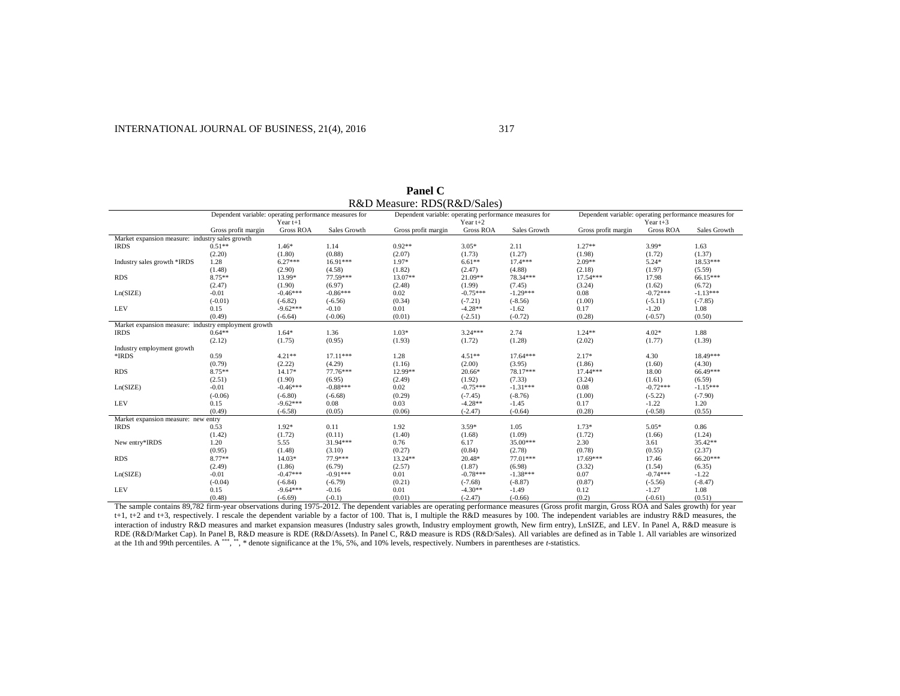**Panel C**

R&D Measure: RDS(R&D/Sales)

| | Dependent variable: operating performance measures for Year t+1 | | | Dependent variable: operating performance measures for Year t+2 | | | Dependent variable: operating performance measures for Year t+3 | | |
|---|---|---|---|---|---|---|---|---|---|
| | Gross profit margin | Gross ROA | Sales Growth | Gross profit margin | Gross ROA | Sales Growth | Gross profit margin | Gross ROA | Sales Growth |
| Market expansion measure: industry sales growth | | | | | | | | | |
| IRDS | 0.51** | 1.46* | 1.14 | 0.92** | 3.05* | 2.11 | 1.27** | 3.99* | 1.63 |
| | (2.20) | (1.80) | (0.88) | (2.07) | (1.73) | (1.27) | (1.98) | (1.72) | (1.37) |
| Industry sales growth *IRDS | 1.28 | 6.27*** | 16.91*** | 1.97* | 6.61** | 17.4*** | 2.09** | 5.24* | 18.53*** |
| | (1.48) | (2.90) | (4.58) | (1.82) | (2.47) | (4.88) | (2.18) | (1.97) | (5.59) |
| RDS | 8.75** | 13.99* | 77.59*** | 13.07** | 21.09** | 78.34*** | 17.54*** | 17.98 | 66.15*** |
| | (2.47) | (1.90) | (6.97) | (2.48) | (1.99) | (7.45) | (3.24) | (1.62) | (6.72) |
| Ln(SIZE) | -0.01 | -0.46*** | -0.86*** | 0.02 | -0.75*** | -1.29*** | 0.08 | -0.72*** | -1.13*** |
| | (-0.01) | (-6.82) | (-6.56) | (0.34) | (-7.21) | (-8.56) | (1.00) | (-5.11) | (-7.85) |
| LEV | 0.15 | -9.62*** | -0.10 | 0.01 | -4.28** | -1.62 | 0.17 | -1.20 | 1.08 |
| | (0.49) | (-6.64) | (-0.06) | (0.01) | (-2.51) | (-0.72) | (0.28) | (-0.57) | (0.50) |
| Market expansion measure: industry employment growth | | | | | | | | | |
| IRDS | 0.64** | 1.64* | 1.36 | 1.03* | 3.24*** | 2.74 | 1.24** | 4.02* | 1.88 |
| | (2.12) | (1.75) | (0.95) | (1.93) | (1.72) | (1.28) | (2.02) | (1.77) | (1.39) |
| Industry employment growth *IRDS | 0.59 | 4.21** | 17.11*** | 1.28 | 4.51** | 17.64*** | 2.17* | 4.30 | 18.49*** |
| | (0.79) | (2.22) | (4.29) | (1.16) | (2.00) | (3.95) | (1.86) | (1.60) | (4.30) |
| RDS | 8.75** | 14.17* | 77.76*** | 12.99** | 20.66* | 78.17*** | 17.44*** | 18.00 | 66.49*** |
| | (2.51) | (1.90) | (6.95) | (2.49) | (1.92) | (7.33) | (3.24) | (1.61) | (6.59) |
| Ln(SIZE) | -0.01 | -0.46*** | -0.88*** | 0.02 | -0.75*** | -1.31*** | 0.08 | -0.72*** | -1.15*** |
| | (-0.06) | (-6.80) | (-6.68) | (0.29) | (-7.45) | (-8.76) | (1.00) | (-5.22) | (-7.90) |
| LEV | 0.15 | -9.62*** | 0.08 | 0.03 | -4.28** | -1.45 | 0.17 | -1.22 | 1.20 |
| | (0.49) | (-6.58) | (0.05) | (0.06) | (-2.47) | (-0.64) | (0.28) | (-0.58) | (0.55) |
| Market expansion measure: new entry | | | | | | | | | |
| IRDS | 0.53 | 1.92* | 0.11 | 1.92 | 3.59* | 1.05 | 1.73* | 5.05* | 0.86 |
| | (1.42) | (1.72) | (0.11) | (1.40) | (1.68) | (1.09) | (1.72) | (1.66) | (1.24) |
| New entry*IRDS | 1.20 | 5.55 | 31.94*** | 0.76 | 6.17 | 35.00*** | 2.30 | 3.61 | 35.42** |
| | (0.95) | (1.48) | (3.10) | (0.27) | (0.84) | (2.78) | (0.78) | (0.55) | (2.37) |
| RDS | 8.77** | 14.03* | 77.9*** | 13.24** | 20.48* | 77.01*** | 17.69*** | 17.46 | 66.20*** |
| | (2.49) | (1.86) | (6.79) | (2.57) | (1.87) | (6.98) | (3.32) | (1.54) | (6.35) |
| Ln(SIZE) | -0.01 | -0.47*** | -0.91*** | 0.01 | -0.78*** | -1.38*** | 0.07 | -0.74*** | -1.22 |
| | (-0.04) | (-6.84) | (-6.79) | (0.21) | (-7.68) | (-8.87) | (0.87) | (-5.56) | (-8.47) |
| LEV | 0.15 | -9.64*** | -0.16 | 0.01 | -4.30** | -1.49 | 0.12 | -1.27 | 1.08 |
| | (0.48) | (-6.69) | (-0.1) | (0.01) | (-2.47) | (-0.66) | (0.2) | (-0.61) | (0.51) |

The sample contains 89,782 firm-year observations during 1975-2012. The dependent variables are operating performance measures (Gross profit margin, Gross ROA and Sales growth) for year t+1, t+2 and t+3, respectively. I rescale the dependent variable by a factor of 100. That is, I multiple the R&D measures by 100. The independent variables are industry R&D measures, the interaction of industry R&D measures and market expansion measures (Industry sales growth, Industry employment growth, New firm entry), LnSIZE, and LEV. In Panel A, R&D measure is RDE (R&D/Market Cap). In Panel B, R&D measure is RDE (R&D/Assets). In Panel C, R&D measure is RDS (R&D/Sales). All variables are defined as in Table 1. All variables are winsorized at the 1th and 99th percentiles. A ***, **, * denote significance at the 1%, 5%, and 10% levels, respectively. Numbers in parentheses are *t*-statistics.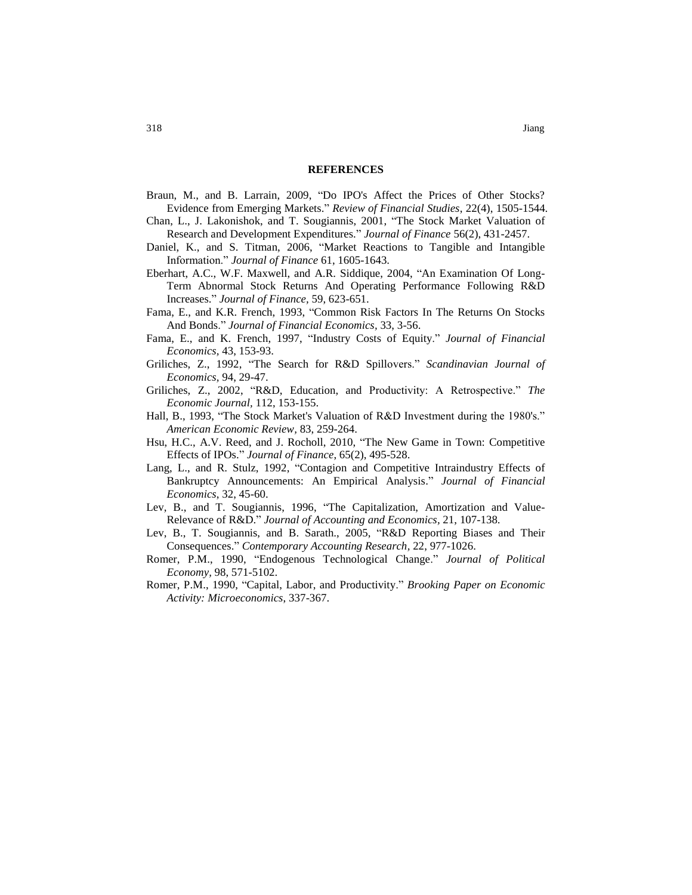## REFERENCES

Braun, M., and B. Larrain, 2009, "Do IPO's Affect the Prices of Other Stocks? Evidence from Emerging Markets." *Review of Financial Studies*, 22(4), 1505-1544.

Chan, L., J. Lakonishok, and T. Sougiannis, 2001, "The Stock Market Valuation of Research and Development Expenditures." *Journal of Finance* 56(2), 431-2457.

Daniel, K., and S. Titman, 2006, "Market Reactions to Tangible and Intangible Information." *Journal of Finance* 61, 1605-1643.

Eberhart, A.C., W.F. Maxwell, and A.R. Siddique, 2004, "An Examination Of Long-Term Abnormal Stock Returns And Operating Performance Following R&D Increases." *Journal of Finance*, 59, 623-651.

Fama, E., and K.R. French, 1993, "Common Risk Factors In The Returns On Stocks And Bonds." *Journal of Financial Economics*, 33, 3-56.

Fama, E., and K. French, 1997, "Industry Costs of Equity." *Journal of Financial Economics*, 43, 153-93.

Griliches, Z., 1992, "The Search for R&D Spillovers." *Scandinavian Journal of Economics*, 94, 29-47.

Griliches, Z., 2002, "R&D, Education, and Productivity: A Retrospective." *The Economic Journal*, 112, 153-155.

Hall, B., 1993, "The Stock Market's Valuation of R&D Investment during the 1980's." *American Economic Review*, 83, 259-264.

Hsu, H.C., A.V. Reed, and J. Rocholl, 2010, "The New Game in Town: Competitive Effects of IPOs." *Journal of Finance*, 65(2), 495-528.

Lang, L., and R. Stulz, 1992, "Contagion and Competitive Intraindustry Effects of Bankruptcy Announcements: An Empirical Analysis." *Journal of Financial Economics*, 32, 45-60.

Lev, B., and T. Sougiannis, 1996, "The Capitalization, Amortization and Value-Relevance of R&D." *Journal of Accounting and Economics*, 21, 107-138.

Lev, B., T. Sougiannis, and B. Sarath., 2005, "R&D Reporting Biases and Their Consequences." *Contemporary Accounting Research*, 22, 977-1026.

Romer, P.M., 1990, "Endogenous Technological Change." *Journal of Political Economy*, 98, 571-5102.

Romer, P.M., 1990, "Capital, Labor, and Productivity." *Brooking Paper on Economic Activity: Microeconomics*, 337-367.